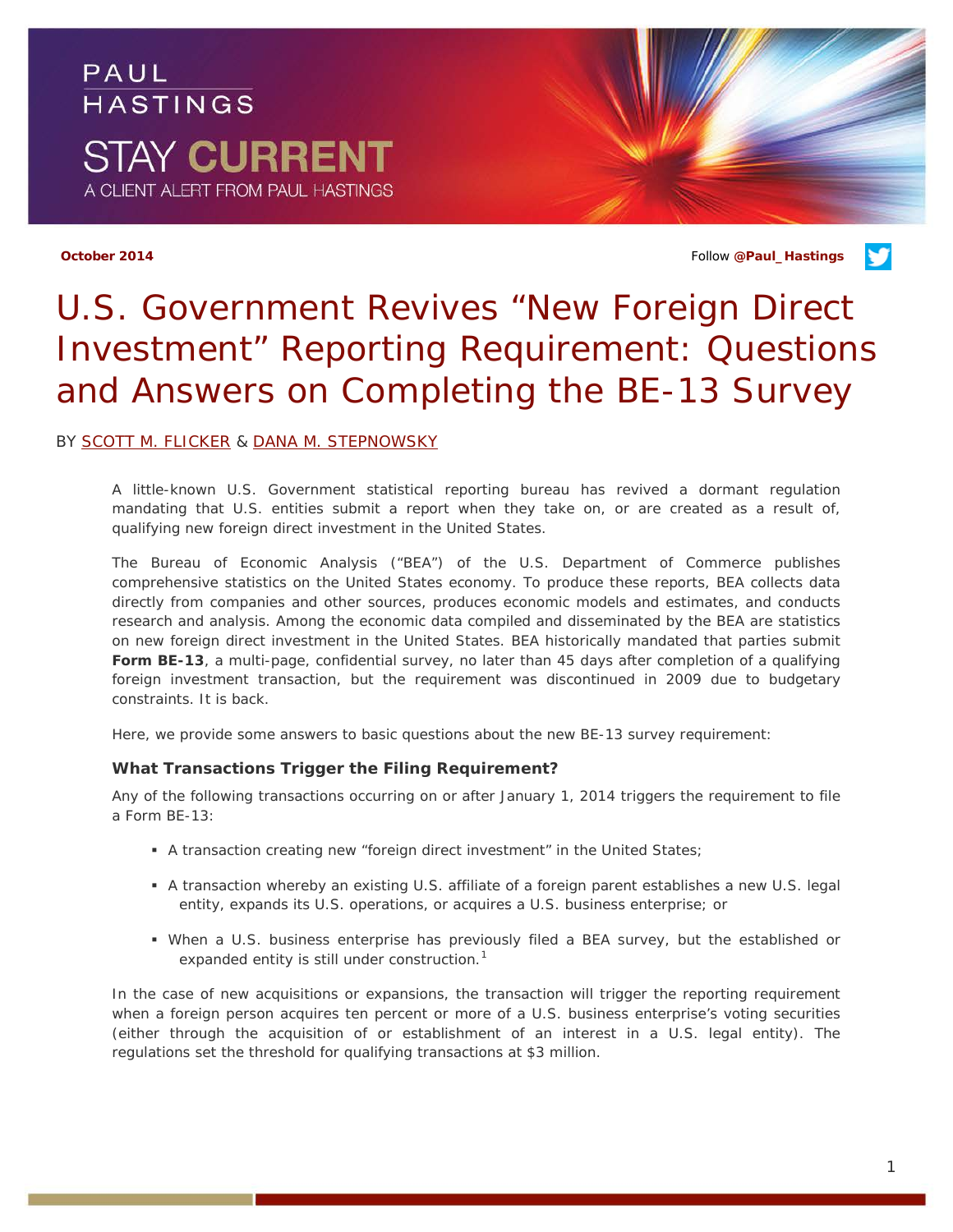PAUL HASTINGS

STAY CURRENT

A CLIENT ALERT FROM PAUL HASTINGS

**October 2014**

Follow **@Paul_Hastings**

# U.S. Government Revives "New Foreign Direct Investment" Reporting Requirement: Questions and Answers on Completing the BE-13 Survey

BY SCOTT M. FLICKER & DANA M. STEPNOWSKY

A little-known U.S. Government statistical reporting bureau has revived a dormant regulation mandating that U.S. entities submit a report when they take on, or are created as a result of, qualifying new foreign direct investment in the United States.

The Bureau of Economic Analysis ("BEA") of the U.S. Department of Commerce publishes comprehensive statistics on the United States economy. To produce these reports, BEA collects data directly from companies and other sources, produces economic models and estimates, and conducts research and analysis. Among the economic data compiled and disseminated by the BEA are statistics on new foreign direct investment in the United States. BEA historically mandated that parties submit **Form BE-13**, a multi-page, confidential survey, no later than 45 days after completion of a qualifying foreign investment transaction, but the requirement was discontinued in 2009 due to budgetary constraints. It is back.

Here, we provide some answers to basic questions about the new BE-13 survey requirement:

### What Transactions Trigger the Filing Requirement?

Any of the following transactions occurring on or after January 1, 2014 triggers the requirement to file a Form BE-13:

- A transaction creating new "foreign direct investment" in the United States;
- A transaction whereby an existing U.S. affiliate of a foreign parent establishes a new U.S. legal entity, expands its U.S. operations, or acquires a U.S. business enterprise; or
- When a U.S. business enterprise has previously filed a BEA survey, but the established or expanded entity is still under construction.[1]

In the case of new acquisitions or expansions, the transaction will trigger the reporting requirement when a foreign person acquires ten percent or more of a U.S. business enterprise's voting securities (either through the acquisition of or establishment of an interest in a U.S. legal entity). The regulations set the threshold for qualifying transactions at $3 million.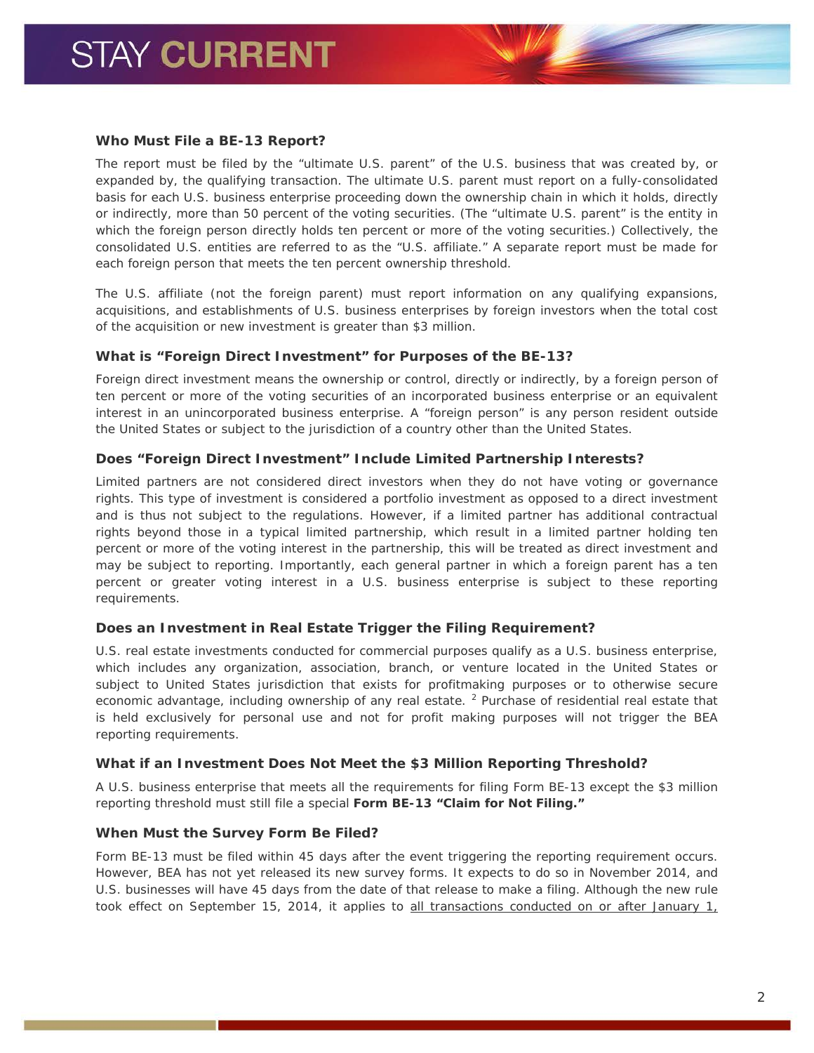### Who Must File a BE-13 Report?

The report must be filed by the "ultimate U.S. parent" of the U.S. business that was created by, or expanded by, the qualifying transaction. The ultimate U.S. parent must report on a fully-consolidated basis for each U.S. business enterprise proceeding down the ownership chain in which it holds, directly or indirectly, more than 50 percent of the voting securities. (The "ultimate U.S. parent" is the entity in which the foreign person directly holds ten percent or more of the voting securities.) Collectively, the consolidated U.S. entities are referred to as the "U.S. affiliate." A separate report must be made for each foreign person that meets the ten percent ownership threshold.

The U.S. affiliate (not the foreign parent) must report information on any qualifying expansions, acquisitions, and establishments of U.S. business enterprises by foreign investors when the total cost of the acquisition or new investment is greater than $3 million.

### What is "Foreign Direct Investment" for Purposes of the BE-13?

Foreign direct investment means the ownership or control, directly or indirectly, by a foreign person of ten percent or more of the voting securities of an incorporated business enterprise or an equivalent interest in an unincorporated business enterprise. A "foreign person" is any person resident outside the United States or subject to the jurisdiction of a country other than the United States.

### Does "Foreign Direct Investment" Include Limited Partnership Interests?

Limited partners are not considered direct investors when they do not have voting or governance rights. This type of investment is considered a portfolio investment as opposed to a direct investment and is thus not subject to the regulations. However, if a limited partner has additional contractual rights beyond those in a typical limited partnership, which result in a limited partner holding ten percent or more of the voting interest in the partnership, this will be treated as direct investment and may be subject to reporting. Importantly, each general partner in which a foreign parent has a ten percent or greater voting interest in a U.S. business enterprise is subject to these reporting requirements.

### Does an Investment in Real Estate Trigger the Filing Requirement?

U.S. real estate investments conducted for commercial purposes qualify as a U.S. business enterprise, which includes any organization, association, branch, or venture located in the United States or subject to United States jurisdiction that exists for profitmaking purposes or to otherwise secure economic advantage, including ownership of any real estate. [2] Purchase of residential real estate that is held exclusively for personal use and not for profit making purposes will not trigger the BEA reporting requirements.

### What if an Investment Does Not Meet the $3 Million Reporting Threshold?

A U.S. business enterprise that meets all the requirements for filing Form BE-13 except the $3 million reporting threshold must still file a special **Form BE-13 "Claim for Not Filing."**

### When Must the Survey Form Be Filed?

Form BE-13 must be filed within 45 days after the event triggering the reporting requirement occurs. However, BEA has not yet released its new survey forms. It expects to do so in November 2014, and U.S. businesses will have 45 days from the date of that release to make a filing. Although the new rule took effect on September 15, 2014, it applies to all transactions conducted on or after January 1,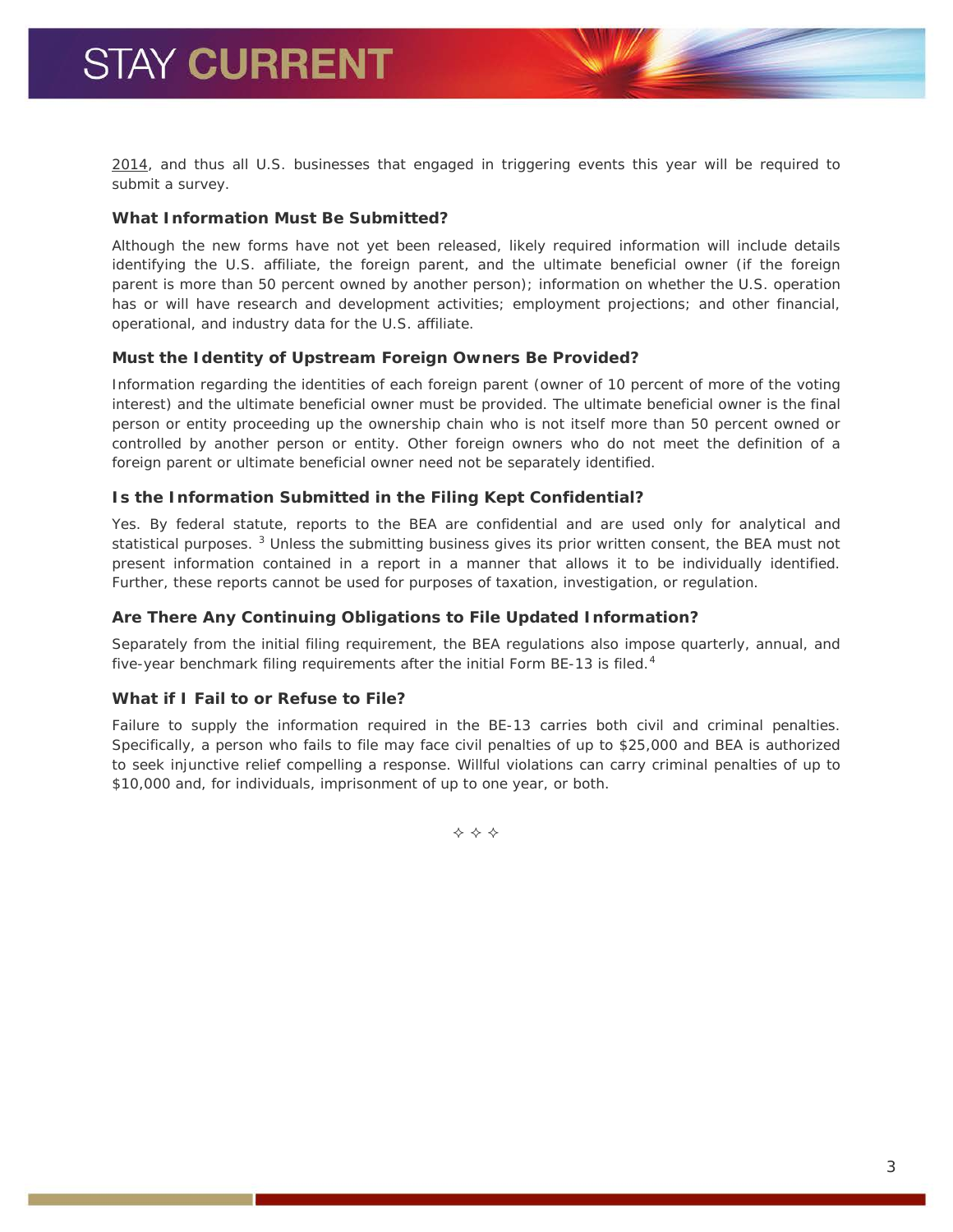2014, and thus all U.S. businesses that engaged in triggering events this year will be required to submit a survey.

### What Information Must Be Submitted?

Although the new forms have not yet been released, likely required information will include details identifying the U.S. affiliate, the foreign parent, and the ultimate beneficial owner (if the foreign parent is more than 50 percent owned by another person); information on whether the U.S. operation has or will have research and development activities; employment projections; and other financial, operational, and industry data for the U.S. affiliate.

### Must the Identity of Upstream Foreign Owners Be Provided?

Information regarding the identities of each foreign parent (owner of 10 percent of more of the voting interest) and the ultimate beneficial owner must be provided. The ultimate beneficial owner is the final person or entity proceeding up the ownership chain who is not itself more than 50 percent owned or controlled by another person or entity. Other foreign owners who do not meet the definition of a foreign parent or ultimate beneficial owner need not be separately identified.

### Is the Information Submitted in the Filing Kept Confidential?

Yes. By federal statute, reports to the BEA are confidential and are used only for analytical and statistical purposes. [3] Unless the submitting business gives its prior written consent, the BEA must not present information contained in a report in a manner that allows it to be individually identified. Further, these reports cannot be used for purposes of taxation, investigation, or regulation.

### Are There Any Continuing Obligations to File Updated Information?

Separately from the initial filing requirement, the BEA regulations also impose quarterly, annual, and five-year benchmark filing requirements after the initial Form BE-13 is filed.[4]

### What if I Fail to or Refuse to File?

Failure to supply the information required in the BE-13 carries both civil and criminal penalties. Specifically, a person who fails to file may face civil penalties of up to $25,000 and BEA is authorized to seek injunctive relief compelling a response. Willful violations can carry criminal penalties of up to $10,000 and, for individuals, imprisonment of up to one year, or both.

✧ ✧ ✧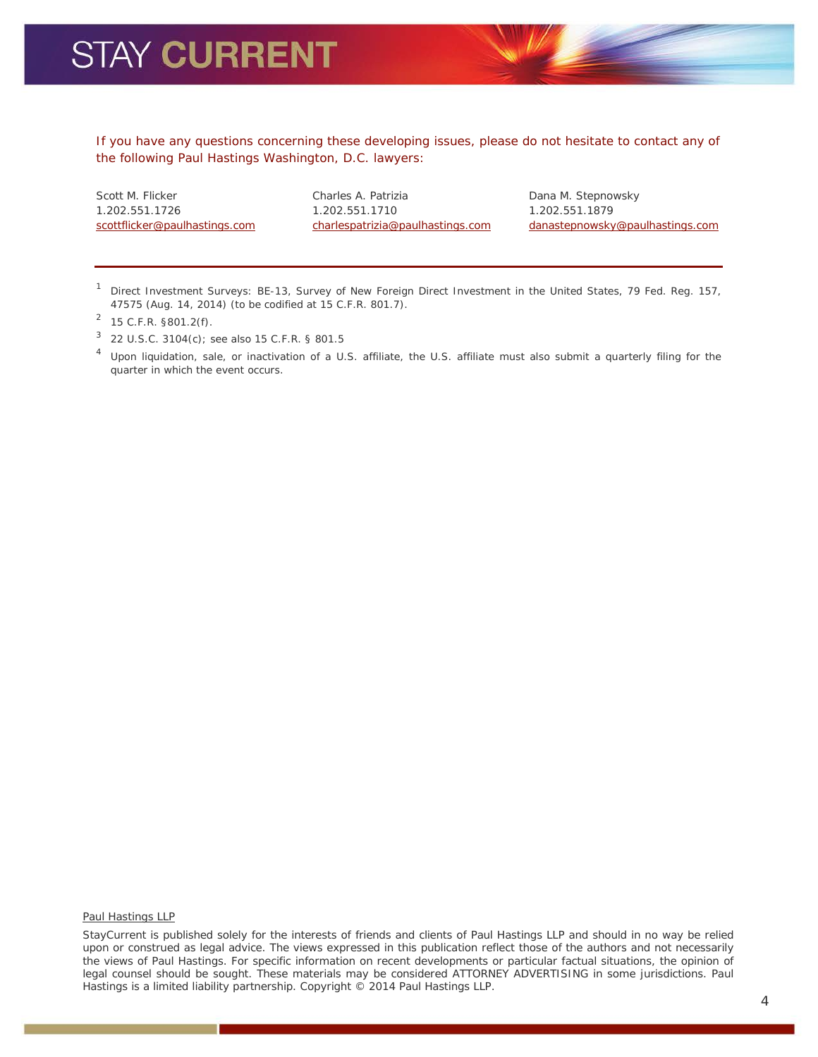If you have any questions concerning these developing issues, please do not hesitate to contact any of the following Paul Hastings Washington, D.C. lawyers:

Scott M. Flicker
1.202.551.1726
scottflicker@paulhastings.com

Charles A. Patrizia
1.202.551.1710
charlespatrizia@paulhastings.com

Dana M. Stepnowsky
1.202.551.1879
danastepnowsky@paulhastings.com

---

[1] Direct Investment Surveys: BE-13, Survey of New Foreign Direct Investment in the United States, 79 Fed. Reg. 157, 47575 (Aug. 14, 2014) (to be codified at 15 C.F.R. 801.7).

[2] 15 C.F.R. §801.2(f).

[3] 22 U.S.C. 3104(c); see also 15 C.F.R. § 801.5

[4] Upon liquidation, sale, or inactivation of a U.S. affiliate, the U.S. affiliate must also submit a quarterly filing for the quarter in which the event occurs.

Paul Hastings LLP

StayCurrent is published solely for the interests of friends and clients of Paul Hastings LLP and should in no way be relied upon or construed as legal advice. The views expressed in this publication reflect those of the authors and not necessarily the views of Paul Hastings. For specific information on recent developments or particular factual situations, the opinion of legal counsel should be sought. These materials may be considered ATTORNEY ADVERTISING in some jurisdictions. Paul Hastings is a limited liability partnership. Copyright © 2014 Paul Hastings LLP.